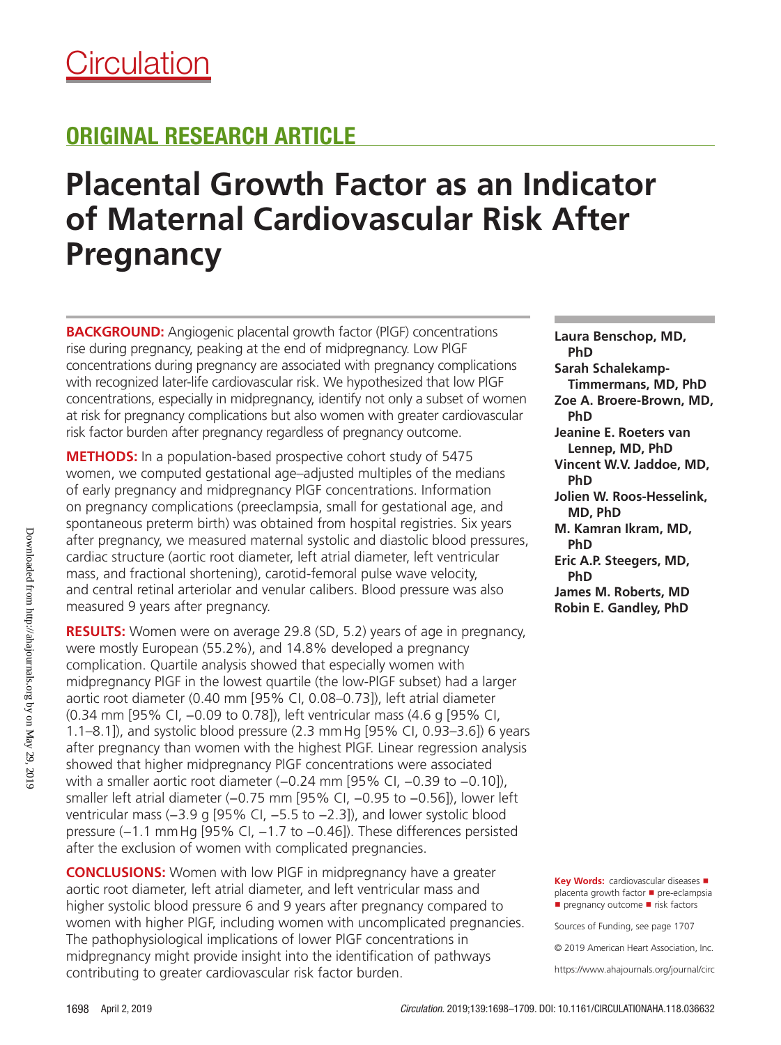# Circulation

## ORIGINAL RESEARCH ARTICLE

# Placental Growth Factor as an Indicator of Maternal Cardiovascular Risk After Pregnancy

**BACKGROUND:** Angiogenic placental growth factor (PlGF) concentrations rise during pregnancy, peaking at the end of midpregnancy. Low PlGF concentrations during pregnancy are associated with pregnancy complications with recognized later-life cardiovascular risk. We hypothesized that low PlGF concentrations, especially in midpregnancy, identify not only a subset of women at risk for pregnancy complications but also women with greater cardiovascular risk factor burden after pregnancy regardless of pregnancy outcome.

**METHODS:** In a population-based prospective cohort study of 5475 women, we computed gestational age–adjusted multiples of the medians of early pregnancy and midpregnancy PlGF concentrations. Information on pregnancy complications (preeclampsia, small for gestational age, and spontaneous preterm birth) was obtained from hospital registries. Six years after pregnancy, we measured maternal systolic and diastolic blood pressures, cardiac structure (aortic root diameter, left atrial diameter, left ventricular mass, and fractional shortening), carotid-femoral pulse wave velocity, and central retinal arteriolar and venular calibers. Blood pressure was also measured 9 years after pregnancy.

**RESULTS:** Women were on average 29.8 (SD, 5.2) years of age in pregnancy, were mostly European (55.2%), and 14.8% developed a pregnancy complication. Quartile analysis showed that especially women with midpregnancy PlGF in the lowest quartile (the low-PlGF subset) had a larger aortic root diameter (0.40 mm [95% CI, 0.08–0.73]), left atrial diameter (0.34 mm [95% CI, −0.09 to 0.78]), left ventricular mass (4.6 g [95% CI, 1.1–8.1]), and systolic blood pressure (2.3 mm Hg [95% CI, 0.93–3.6]) 6 years after pregnancy than women with the highest PlGF. Linear regression analysis showed that higher midpregnancy PlGF concentrations were associated with a smaller aortic root diameter (−0.24 mm [95% CI, −0.39 to −0.10]), smaller left atrial diameter (−0.75 mm [95% CI, −0.95 to −0.56]), lower left ventricular mass (−3.9 g [95% CI, −5.5 to −2.3]), and lower systolic blood pressure (−1.1 mm Hg [95% CI, −1.7 to −0.46]). These differences persisted after the exclusion of women with complicated pregnancies.

**CONCLUSIONS:** Women with low PlGF in midpregnancy have a greater aortic root diameter, left atrial diameter, and left ventricular mass and higher systolic blood pressure 6 and 9 years after pregnancy compared to women with higher PlGF, including women with uncomplicated pregnancies. The pathophysiological implications of lower PlGF concentrations in midpregnancy might provide insight into the identification of pathways contributing to greater cardiovascular risk factor burden.

**Laura Benschop, MD, PhD**
**Sarah Schalekamp-Timmermans, MD, PhD**
**Zoe A. Broere-Brown, MD, PhD**
**Jeanine E. Roeters van Lennep, MD, PhD**
**Vincent W.V. Jaddoe, MD, PhD**
**Jolien W. Roos-Hesselink, MD, PhD**
**M. Kamran Ikram, MD, PhD**
**Eric A.P. Steegers, MD, PhD**
**James M. Roberts, MD**
**Robin E. Gandley, PhD**

**Key Words:** cardiovascular diseases ■ placenta growth factor ■ pre-eclampsia ■ pregnancy outcome ■ risk factors

Sources of Funding, see page 1707

© 2019 American Heart Association, Inc.

https://www.ahajournals.org/journal/circ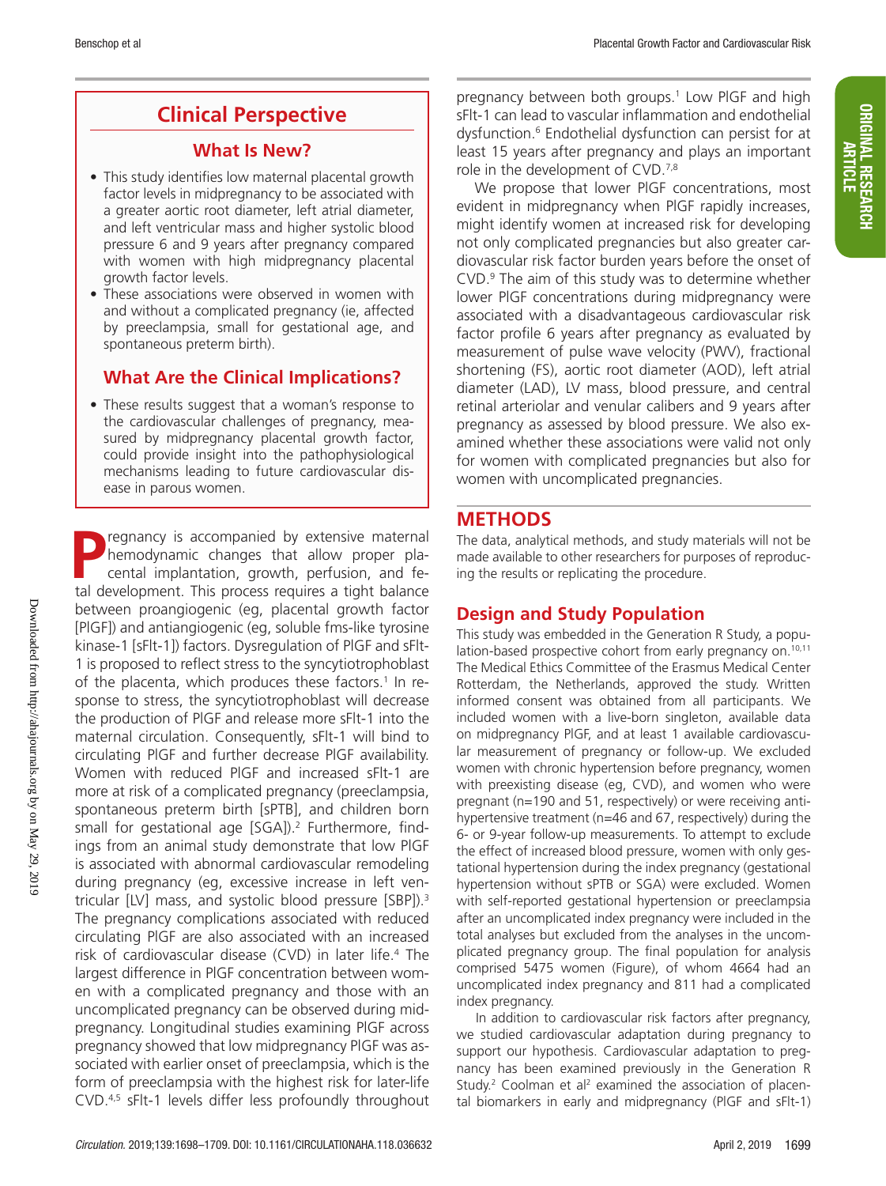## Clinical Perspective

### What Is New?

- This study identifies low maternal placental growth factor levels in midpregnancy to be associated with a greater aortic root diameter, left atrial diameter, and left ventricular mass and higher systolic blood pressure 6 and 9 years after pregnancy compared with women with high midpregnancy placental growth factor levels.
- These associations were observed in women with and without a complicated pregnancy (ie, affected by preeclampsia, small for gestational age, and spontaneous preterm birth).

### What Are the Clinical Implications?

- These results suggest that a woman's response to the cardiovascular challenges of pregnancy, measured by midpregnancy placental growth factor, could provide insight into the pathophysiological mechanisms leading to future cardiovascular disease in parous women.

Pregnancy is accompanied by extensive maternal hemodynamic changes that allow proper placental implantation, growth, perfusion, and fetal development. This process requires a tight balance between proangiogenic (eg, placental growth factor [PlGF]) and antiangiogenic (eg, soluble fms-like tyrosine kinase-1 [sFlt-1]) factors. Dysregulation of PlGF and sFlt-1 is proposed to reflect stress to the syncytiotrophoblast of the placenta, which produces these factors.[1] In response to stress, the syncytiotrophoblast will decrease the production of PlGF and release more sFlt-1 into the maternal circulation. Consequently, sFlt-1 will bind to circulating PlGF and further decrease PlGF availability. Women with reduced PlGF and increased sFlt-1 are more at risk of a complicated pregnancy (preeclampsia, spontaneous preterm birth [sPTB], and children born small for gestational age [SGA]).[2] Furthermore, findings from an animal study demonstrate that low PlGF is associated with abnormal cardiovascular remodeling during pregnancy (eg, excessive increase in left ventricular [LV] mass, and systolic blood pressure [SBP]).[3] The pregnancy complications associated with reduced circulating PlGF are also associated with an increased risk of cardiovascular disease (CVD) in later life.[4] The largest difference in PlGF concentration between women with a complicated pregnancy and those with an uncomplicated pregnancy can be observed during midpregnancy. Longitudinal studies examining PlGF across pregnancy showed that low midpregnancy PlGF was associated with earlier onset of preeclampsia, which is the form of preeclampsia with the highest risk for later-life CVD.[4,5] sFlt-1 levels differ less profoundly throughout pregnancy between both groups.[1] Low PlGF and high sFlt-1 can lead to vascular inflammation and endothelial dysfunction.[6] Endothelial dysfunction can persist for at least 15 years after pregnancy and plays an important role in the development of CVD.[7,8]

We propose that lower PlGF concentrations, most evident in midpregnancy when PlGF rapidly increases, might identify women at increased risk for developing not only complicated pregnancies but also greater cardiovascular risk factor burden years before the onset of CVD.[9] The aim of this study was to determine whether lower PlGF concentrations during midpregnancy were associated with a disadvantageous cardiovascular risk factor profile 6 years after pregnancy as evaluated by measurement of pulse wave velocity (PWV), fractional shortening (FS), aortic root diameter (AOD), left atrial diameter (LAD), LV mass, blood pressure, and central retinal arteriolar and venular calibers and 9 years after pregnancy as assessed by blood pressure. We also examined whether these associations were valid not only for women with complicated pregnancies but also for women with uncomplicated pregnancies.

## METHODS

The data, analytical methods, and study materials will not be made available to other researchers for purposes of reproducing the results or replicating the procedure.

### Design and Study Population

This study was embedded in the Generation R Study, a population-based prospective cohort from early pregnancy on.[10,11] The Medical Ethics Committee of the Erasmus Medical Center Rotterdam, the Netherlands, approved the study. Written informed consent was obtained from all participants. We included women with a live-born singleton, available data on midpregnancy PlGF, and at least 1 available cardiovascular measurement of pregnancy or follow-up. We excluded women with chronic hypertension before pregnancy, women with preexisting disease (eg, CVD), and women who were pregnant (n=190 and 51, respectively) or were receiving antihypertensive treatment (n=46 and 67, respectively) during the 6- or 9-year follow-up measurements. To attempt to exclude the effect of increased blood pressure, women with only gestational hypertension during the index pregnancy (gestational hypertension without sPTB or SGA) were excluded. Women with self-reported gestational hypertension or preeclampsia after an uncomplicated index pregnancy were included in the total analyses but excluded from the analyses in the uncomplicated pregnancy group. The final population for analysis comprised 5475 women (Figure), of whom 4664 had an uncomplicated index pregnancy and 811 had a complicated index pregnancy.

In addition to cardiovascular risk factors after pregnancy, we studied cardiovascular adaptation during pregnancy to support our hypothesis. Cardiovascular adaptation to pregnancy has been examined previously in the Generation R Study.[2] Coolman et al[2] examined the association of placental biomarkers in early and midpregnancy (PlGF and sFlt-1)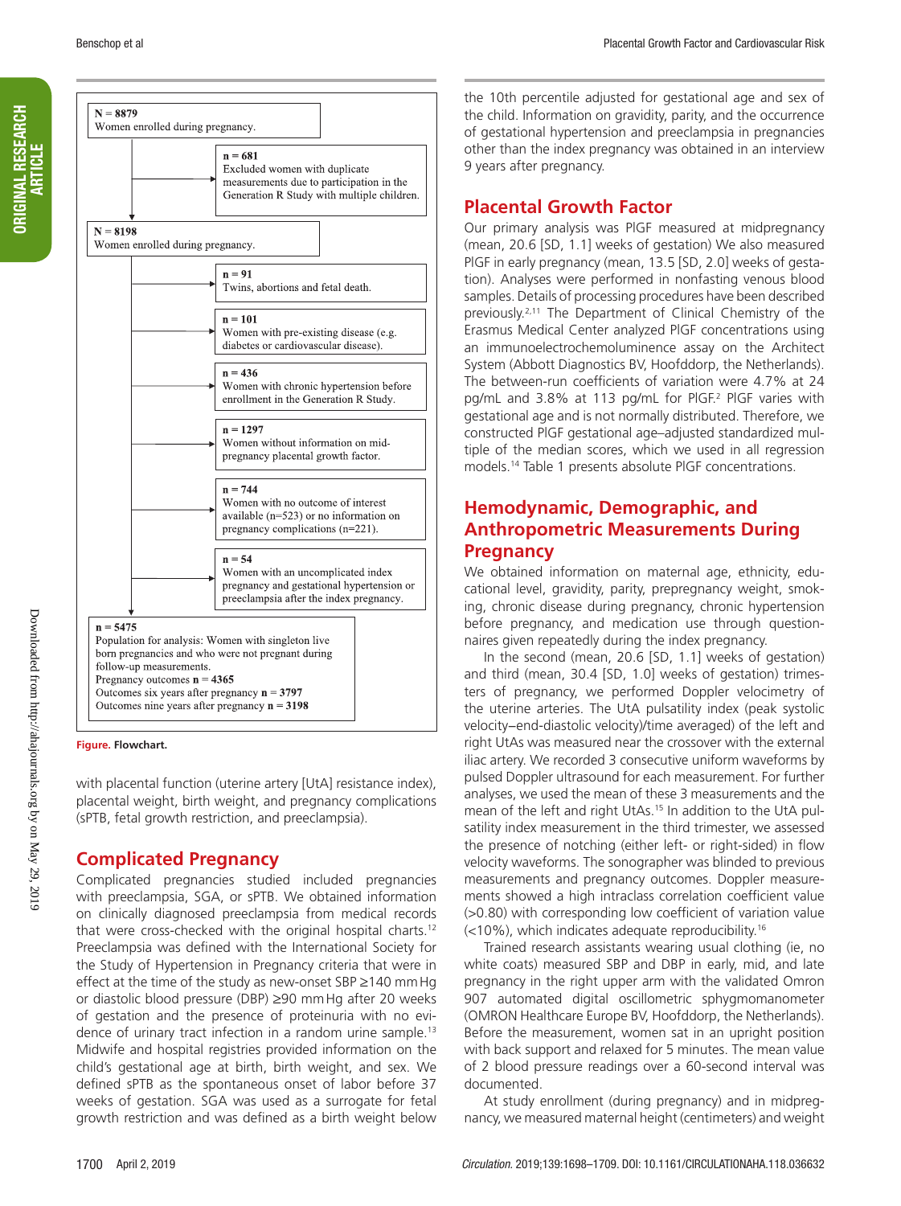N = 8879
Women enrolled during pregnancy.

n = 681
Excluded women with duplicate measurements due to participation in the Generation R Study with multiple children.

N = 8198
Women enrolled during pregnancy.

n = 91
Twins, abortions and fetal death.

n = 101
Women with pre-existing disease (e.g. diabetes or cardiovascular disease).

n = 436
Women with chronic hypertension before enrollment in the Generation R Study.

n = 1297
Women without information on mid-pregnancy placental growth factor.

n = 744
Women with no outcome of interest available (n=523) or no information on pregnancy complications (n=221).

n = 54
Women with an uncomplicated index pregnancy and gestational hypertension or preeclampsia after the index pregnancy.

**n = 5475**
Population for analysis: Women with singleton live born pregnancies and who were not pregnant during follow-up measurements.
Pregnancy outcomes **n = 4365**
Outcomes six years after pregnancy **n = 3797**
Outcomes nine years after pregnancy **n = 3198**

**Figure. Flowchart.**

with placental function (uterine artery [UtA] resistance index), placental weight, birth weight, and pregnancy complications (sPTB, fetal growth restriction, and preeclampsia).

## Complicated Pregnancy

Complicated pregnancies studied included pregnancies with preeclampsia, SGA, or sPTB. We obtained information on clinically diagnosed preeclampsia from medical records that were cross-checked with the original hospital charts.[12] Preeclampsia was defined with the International Society for the Study of Hypertension in Pregnancy criteria that were in effect at the time of the study as new-onset SBP ≥140 mm Hg or diastolic blood pressure (DBP) ≥90 mm Hg after 20 weeks of gestation and the presence of proteinuria with no evidence of urinary tract infection in a random urine sample.[13] Midwife and hospital registries provided information on the child's gestational age at birth, birth weight, and sex. We defined sPTB as the spontaneous onset of labor before 37 weeks of gestation. SGA was used as a surrogate for fetal growth restriction and was defined as a birth weight below the 10th percentile adjusted for gestational age and sex of the child. Information on gravidity, parity, and the occurrence of gestational hypertension and preeclampsia in pregnancies other than the index pregnancy was obtained in an interview 9 years after pregnancy.

## Placental Growth Factor

Our primary analysis was PlGF measured at midpregnancy (mean, 20.6 [SD, 1.1] weeks of gestation) We also measured PlGF in early pregnancy (mean, 13.5 [SD, 2.0] weeks of gestation). Analyses were performed in nonfasting venous blood samples. Details of processing procedures have been described previously.[2,11] The Department of Clinical Chemistry of the Erasmus Medical Center analyzed PlGF concentrations using an immunoelectrochemoluminence assay on the Architect System (Abbott Diagnostics BV, Hoofddorp, the Netherlands). The between-run coefficients of variation were 4.7% at 24 pg/mL and 3.8% at 113 pg/mL for PlGF.[2] PlGF varies with gestational age and is not normally distributed. Therefore, we constructed PlGF gestational age–adjusted standardized multiple of the median scores, which we used in all regression models.[14] Table 1 presents absolute PlGF concentrations.

## Hemodynamic, Demographic, and Anthropometric Measurements During Pregnancy

We obtained information on maternal age, ethnicity, educational level, gravidity, parity, prepregnancy weight, smoking, chronic disease during pregnancy, chronic hypertension before pregnancy, and medication use through questionnaires given repeatedly during the index pregnancy.

In the second (mean, 20.6 [SD, 1.1] weeks of gestation) and third (mean, 30.4 [SD, 1.0] weeks of gestation) trimesters of pregnancy, we performed Doppler velocimetry of the uterine arteries. The UtA pulsatility index (peak systolic velocity–end-diastolic velocity)/time averaged) of the left and right UtAs was measured near the crossover with the external iliac artery. We recorded 3 consecutive uniform waveforms by pulsed Doppler ultrasound for each measurement. For further analyses, we used the mean of these 3 measurements and the mean of the left and right UtAs.[15] In addition to the UtA pulsatility index measurement in the third trimester, we assessed the presence of notching (either left- or right-sided) in flow velocity waveforms. The sonographer was blinded to previous measurements and pregnancy outcomes. Doppler measurements showed a high intraclass correlation coefficient value (>0.80) with corresponding low coefficient of variation value (<10%), which indicates adequate reproducibility.[16]

Trained research assistants wearing usual clothing (ie, no white coats) measured SBP and DBP in early, mid, and late pregnancy in the right upper arm with the validated Omron 907 automated digital oscillometric sphygmomanometer (OMRON Healthcare Europe BV, Hoofddorp, the Netherlands). Before the measurement, women sat in an upright position with back support and relaxed for 5 minutes. The mean value of 2 blood pressure readings over a 60-second interval was documented.

At study enrollment (during pregnancy) and in midpregnancy, we measured maternal height (centimeters) and weight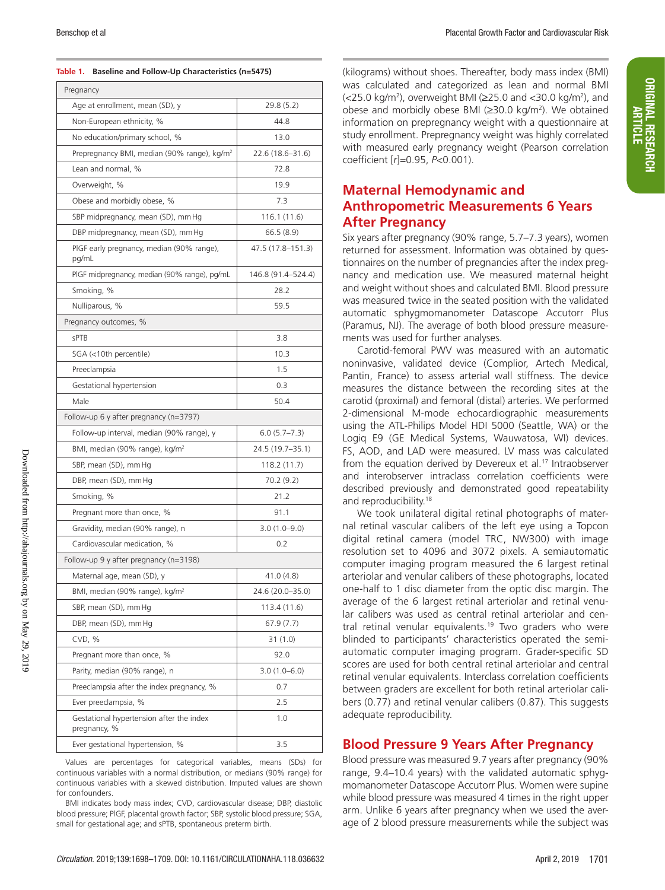**Table 1. Baseline and Follow-Up Characteristics (n=5475)**

| Characteristic | Value |
|---|---|
| **Pregnancy** | |
| Age at enrollment, mean (SD), y | 29.8 (5.2) |
| Non-European ethnicity, % | 44.8 |
| No education/primary school, % | 13.0 |
| Prepregnancy BMI, median (90% range), kg/m² | 22.6 (18.6–31.6) |
| Lean and normal, % | 72.8 |
| Overweight, % | 19.9 |
| Obese and morbidly obese, % | 7.3 |
| SBP midpregnancy, mean (SD), mm Hg | 116.1 (11.6) |
| DBP midpregnancy, mean (SD), mm Hg | 66.5 (8.9) |
| PlGF early pregnancy, median (90% range), pg/mL | 47.5 (17.8–151.3) |
| PlGF midpregnancy, median (90% range), pg/mL | 146.8 (91.4–524.4) |
| Smoking, % | 28.2 |
| Nulliparous, % | 59.5 |
| **Pregnancy outcomes, %** | |
| sPTB | 3.8 |
| SGA (<10th percentile) | 10.3 |
| Preeclampsia | 1.5 |
| Gestational hypertension | 0.3 |
| Male | 50.4 |
| **Follow-up 6 y after pregnancy (n=3797)** | |
| Follow-up interval, median (90% range), y | 6.0 (5.7–7.3) |
| BMI, median (90% range), kg/m² | 24.5 (19.7–35.1) |
| SBP, mean (SD), mm Hg | 118.2 (11.7) |
| DBP, mean (SD), mm Hg | 70.2 (9.2) |
| Smoking, % | 21.2 |
| Pregnant more than once, % | 91.1 |
| Gravidity, median (90% range), n | 3.0 (1.0–9.0) |
| Cardiovascular medication, % | 0.2 |
| **Follow-up 9 y after pregnancy (n=3198)** | |
| Maternal age, mean (SD), y | 41.0 (4.8) |
| BMI, median (90% range), kg/m² | 24.6 (20.0–35.0) |
| SBP, mean (SD), mm Hg | 113.4 (11.6) |
| DBP, mean (SD), mm Hg | 67.9 (7.7) |
| CVD, % | 31 (1.0) |
| Pregnant more than once, % | 92.0 |
| Parity, median (90% range), n | 3.0 (1.0–6.0) |
| Preeclampsia after the index pregnancy, % | 0.7 |
| Ever preeclampsia, % | 2.5 |
| Gestational hypertension after the index pregnancy, % | 1.0 |
| Ever gestational hypertension, % | 3.5 |

Values are percentages for categorical variables, means (SDs) for continuous variables with a normal distribution, or medians (90% range) for continuous variables with a skewed distribution. Imputed values are shown for confounders.

BMI indicates body mass index; CVD, cardiovascular disease; DBP, diastolic blood pressure; PlGF, placental growth factor; SBP, systolic blood pressure; SGA, small for gestational age; and sPTB, spontaneous preterm birth.

(kilograms) without shoes. Thereafter, body mass index (BMI) was calculated and categorized as lean and normal BMI (<25.0 kg/m²), overweight BMI (≥25.0 and <30.0 kg/m²), and obese and morbidly obese BMI (≥30.0 kg/m²). We obtained information on prepregnancy weight with a questionnaire at study enrollment. Prepregnancy weight was highly correlated with measured early pregnancy weight (Pearson correlation coefficient [$r$]=0.95, $P$<0.001).

## Maternal Hemodynamic and Anthropometric Measurements 6 Years After Pregnancy

Six years after pregnancy (90% range, 5.7–7.3 years), women returned for assessment. Information was obtained by questionnaires on the number of pregnancies after the index pregnancy and medication use. We measured maternal height and weight without shoes and calculated BMI. Blood pressure was measured twice in the seated position with the validated automatic sphygmomanometer Datascope Accutorr Plus (Paramus, NJ). The average of both blood pressure measurements was used for further analyses.

Carotid-femoral PWV was measured with an automatic noninvasive, validated device (Complior, Artech Medical, Pantin, France) to assess arterial wall stiffness. The device measures the distance between the recording sites at the carotid (proximal) and femoral (distal) arteries. We performed 2-dimensional M-mode echocardiographic measurements using the ATL-Philips Model HDI 5000 (Seattle, WA) or the Logiq E9 (GE Medical Systems, Wauwatosa, WI) devices. FS, AOD, and LAD were measured. LV mass was calculated from the equation derived by Devereux et al.[17] Intraobserver and interobserver intraclass correlation coefficients were described previously and demonstrated good repeatability and reproducibility.[18]

We took unilateral digital retinal photographs of maternal retinal vascular calibers of the left eye using a Topcon digital retinal camera (model TRC, NW300) with image resolution set to 4096 and 3072 pixels. A semiautomatic computer imaging program measured the 6 largest retinal arteriolar and venular calibers of these photographs, located one-half to 1 disc diameter from the optic disc margin. The average of the 6 largest retinal arteriolar and retinal venular calibers was used as central retinal arteriolar and central retinal venular equivalents.[19] Two graders who were blinded to participants' characteristics operated the semiautomatic computer imaging program. Grader-specific SD scores are used for both central retinal arteriolar and central retinal venular equivalents. Interclass correlation coefficients between graders are excellent for both retinal arteriolar calibers (0.77) and retinal venular calibers (0.87). This suggests adequate reproducibility.

## Blood Pressure 9 Years After Pregnancy

Blood pressure was measured 9.7 years after pregnancy (90% range, 9.4–10.4 years) with the validated automatic sphygmomanometer Datascope Accutorr Plus. Women were supine while blood pressure was measured 4 times in the right upper arm. Unlike 6 years after pregnancy when we used the average of 2 blood pressure measurements while the subject was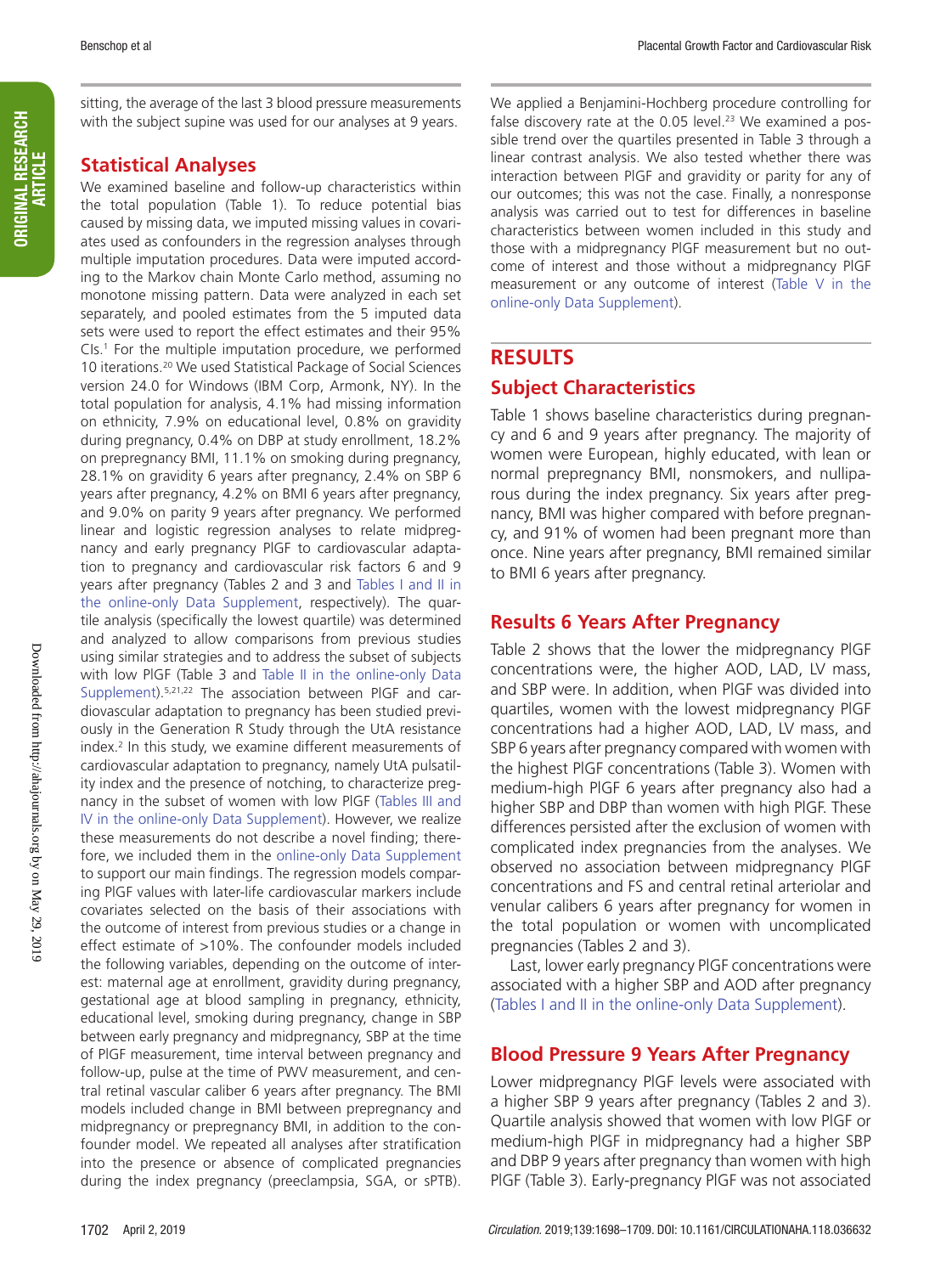sitting, the average of the last 3 blood pressure measurements with the subject supine was used for our analyses at 9 years.

## Statistical Analyses

We examined baseline and follow-up characteristics within the total population (Table 1). To reduce potential bias caused by missing data, we imputed missing values in covariates used as confounders in the regression analyses through multiple imputation procedures. Data were imputed according to the Markov chain Monte Carlo method, assuming no monotone missing pattern. Data were analyzed in each set separately, and pooled estimates from the 5 imputed data sets were used to report the effect estimates and their 95% CIs.[1] For the multiple imputation procedure, we performed 10 iterations.[20] We used Statistical Package of Social Sciences version 24.0 for Windows (IBM Corp, Armonk, NY). In the total population for analysis, 4.1% had missing information on ethnicity, 7.9% on educational level, 0.8% on gravidity during pregnancy, 0.4% on DBP at study enrollment, 18.2% on prepregnancy BMI, 11.1% on smoking during pregnancy, 28.1% on gravidity 6 years after pregnancy, 2.4% on SBP 6 years after pregnancy, 4.2% on BMI 6 years after pregnancy, and 9.0% on parity 9 years after pregnancy. We performed linear and logistic regression analyses to relate midpregnancy and early pregnancy PlGF to cardiovascular adaptation to pregnancy and cardiovascular risk factors 6 and 9 years after pregnancy (Tables 2 and 3 and Tables I and II in the online-only Data Supplement, respectively). The quartile analysis (specifically the lowest quartile) was determined and analyzed to allow comparisons from previous studies using similar strategies and to address the subset of subjects with low PlGF (Table 3 and Table II in the online-only Data Supplement).[5,21,22] The association between PlGF and cardiovascular adaptation to pregnancy has been studied previously in the Generation R Study through the UtA resistance index.[2] In this study, we examine different measurements of cardiovascular adaptation to pregnancy, namely UtA pulsatility index and the presence of notching, to characterize pregnancy in the subset of women with low PlGF (Tables III and IV in the online-only Data Supplement). However, we realize these measurements do not describe a novel finding; therefore, we included them in the online-only Data Supplement to support our main findings. The regression models comparing PlGF values with later-life cardiovascular markers include covariates selected on the basis of their associations with the outcome of interest from previous studies or a change in effect estimate of >10%. The confounder models included the following variables, depending on the outcome of interest: maternal age at enrollment, gravidity during pregnancy, gestational age at blood sampling in pregnancy, ethnicity, educational level, smoking during pregnancy, change in SBP between early pregnancy and midpregnancy, SBP at the time of PlGF measurement, time interval between pregnancy and follow-up, pulse at the time of PWV measurement, and central retinal vascular caliber 6 years after pregnancy. The BMI models included change in BMI between prepregnancy and midpregnancy or prepregnancy BMI, in addition to the confounder model. We repeated all analyses after stratification into the presence or absence of complicated pregnancies during the index pregnancy (preeclampsia, SGA, or sPTB). We applied a Benjamini-Hochberg procedure controlling for false discovery rate at the 0.05 level.[23] We examined a possible trend over the quartiles presented in Table 3 through a linear contrast analysis. We also tested whether there was interaction between PlGF and gravidity or parity for any of our outcomes; this was not the case. Finally, a nonresponse analysis was carried out to test for differences in baseline characteristics between women included in this study and those with a midpregnancy PlGF measurement but no outcome of interest and those without a midpregnancy PlGF measurement or any outcome of interest (Table V in the online-only Data Supplement).

# RESULTS

## Subject Characteristics

Table 1 shows baseline characteristics during pregnancy and 6 and 9 years after pregnancy. The majority of women were European, highly educated, with lean or normal prepregnancy BMI, nonsmokers, and nulliparous during the index pregnancy. Six years after pregnancy, BMI was higher compared with before pregnancy, and 91% of women had been pregnant more than once. Nine years after pregnancy, BMI remained similar to BMI 6 years after pregnancy.

## Results 6 Years After Pregnancy

Table 2 shows that the lower the midpregnancy PlGF concentrations were, the higher AOD, LAD, LV mass, and SBP were. In addition, when PlGF was divided into quartiles, women with the lowest midpregnancy PlGF concentrations had a higher AOD, LAD, LV mass, and SBP 6 years after pregnancy compared with women with the highest PlGF concentrations (Table 3). Women with medium-high PlGF 6 years after pregnancy also had a higher SBP and DBP than women with high PlGF. These differences persisted after the exclusion of women with complicated index pregnancies from the analyses. We observed no association between midpregnancy PlGF concentrations and FS and central retinal arteriolar and venular calibers 6 years after pregnancy for women in the total population or women with uncomplicated pregnancies (Tables 2 and 3).

Last, lower early pregnancy PlGF concentrations were associated with a higher SBP and AOD after pregnancy (Tables I and II in the online-only Data Supplement).

## Blood Pressure 9 Years After Pregnancy

Lower midpregnancy PlGF levels were associated with a higher SBP 9 years after pregnancy (Tables 2 and 3). Quartile analysis showed that women with low PlGF or medium-high PlGF in midpregnancy had a higher SBP and DBP 9 years after pregnancy than women with high PlGF (Table 3). Early-pregnancy PlGF was not associated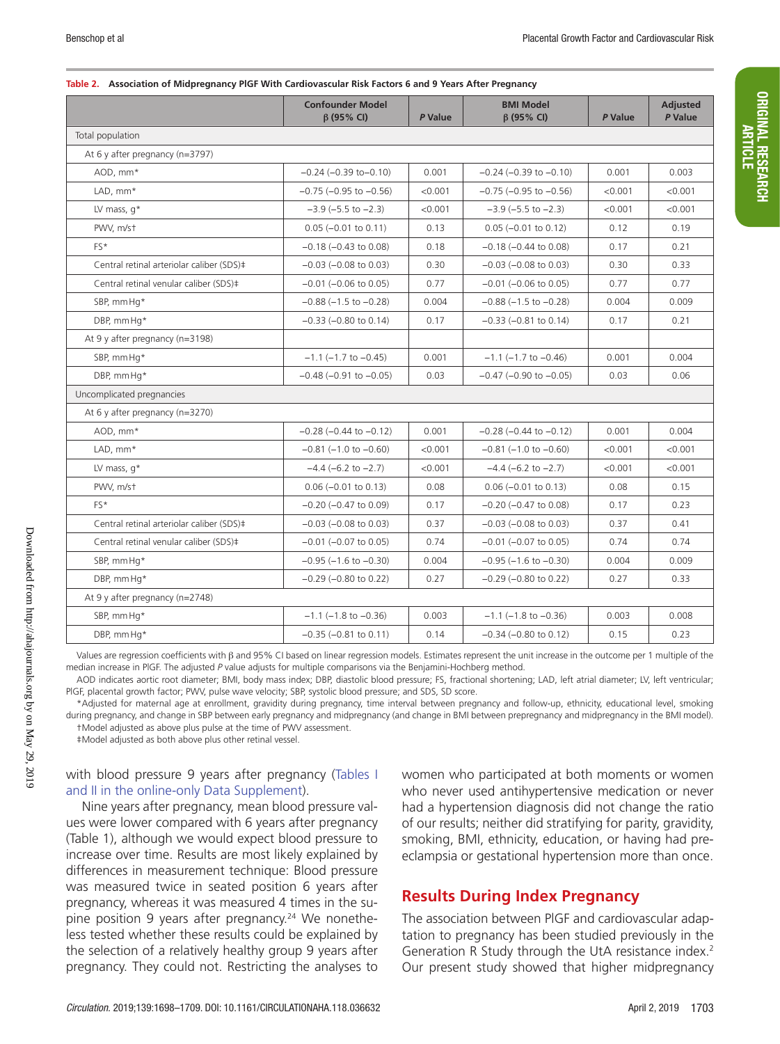**Table 2. Association of Midpregnancy PlGF With Cardiovascular Risk Factors 6 and 9 Years After Pregnancy**

| | Confounder Model β (95% CI) | *P* Value | BMI Model β (95% CI) | *P* Value | Adjusted *P* Value |
|---|---|---|---|---|---|
| Total population | | | | | |
| At 6 y after pregnancy (n=3797) | | | | | |
| AOD, mm* | −0.24 (−0.39 to−0.10) | 0.001 | −0.24 (−0.39 to −0.10) | 0.001 | 0.003 |
| LAD, mm* | −0.75 (−0.95 to −0.56) | <0.001 | −0.75 (−0.95 to −0.56) | <0.001 | <0.001 |
| LV mass, g* | −3.9 (−5.5 to −2.3) | <0.001 | −3.9 (−5.5 to −2.3) | <0.001 | <0.001 |
| PWV, m/s† | 0.05 (−0.01 to 0.11) | 0.13 | 0.05 (−0.01 to 0.12) | 0.12 | 0.19 |
| FS* | −0.18 (−0.43 to 0.08) | 0.18 | −0.18 (−0.44 to 0.08) | 0.17 | 0.21 |
| Central retinal arteriolar caliber (SDS)‡ | −0.03 (−0.08 to 0.03) | 0.30 | −0.03 (−0.08 to 0.03) | 0.30 | 0.33 |
| Central retinal venular caliber (SDS)‡ | −0.01 (−0.06 to 0.05) | 0.77 | −0.01 (−0.06 to 0.05) | 0.77 | 0.77 |
| SBP, mm Hg* | −0.88 (−1.5 to −0.28) | 0.004 | −0.88 (−1.5 to −0.28) | 0.004 | 0.009 |
| DBP, mm Hg* | −0.33 (−0.80 to 0.14) | 0.17 | −0.33 (−0.81 to 0.14) | 0.17 | 0.21 |
| At 9 y after pregnancy (n=3198) | | | | | |
| SBP, mm Hg* | −1.1 (−1.7 to −0.45) | 0.001 | −1.1 (−1.7 to −0.46) | 0.001 | 0.004 |
| DBP, mm Hg* | −0.48 (−0.91 to −0.05) | 0.03 | −0.47 (−0.90 to −0.05) | 0.03 | 0.06 |
| Uncomplicated pregnancies | | | | | |
| At 6 y after pregnancy (n=3270) | | | | | |
| AOD, mm* | −0.28 (−0.44 to −0.12) | 0.001 | −0.28 (−0.44 to −0.12) | 0.001 | 0.004 |
| LAD, mm* | −0.81 (−1.0 to −0.60) | <0.001 | −0.81 (−1.0 to −0.60) | <0.001 | <0.001 |
| LV mass, g* | −4.4 (−6.2 to −2.7) | <0.001 | −4.4 (−6.2 to −2.7) | <0.001 | <0.001 |
| PWV, m/s† | 0.06 (−0.01 to 0.13) | 0.08 | 0.06 (−0.01 to 0.13) | 0.08 | 0.15 |
| FS* | −0.20 (−0.47 to 0.09) | 0.17 | −0.20 (−0.47 to 0.08) | 0.17 | 0.23 |
| Central retinal arteriolar caliber (SDS)‡ | −0.03 (−0.08 to 0.03) | 0.37 | −0.03 (−0.08 to 0.03) | 0.37 | 0.41 |
| Central retinal venular caliber (SDS)‡ | −0.01 (−0.07 to 0.05) | 0.74 | −0.01 (−0.07 to 0.05) | 0.74 | 0.74 |
| SBP, mm Hg* | −0.95 (−1.6 to −0.30) | 0.004 | −0.95 (−1.6 to −0.30) | 0.004 | 0.009 |
| DBP, mm Hg* | −0.29 (−0.80 to 0.22) | 0.27 | −0.29 (−0.80 to 0.22) | 0.27 | 0.33 |
| At 9 y after pregnancy (n=2748) | | | | | |
| SBP, mm Hg* | −1.1 (−1.8 to −0.36) | 0.003 | −1.1 (−1.8 to −0.36) | 0.003 | 0.008 |
| DBP, mm Hg* | −0.35 (−0.81 to 0.11) | 0.14 | −0.34 (−0.80 to 0.12) | 0.15 | 0.23 |

Values are regression coefficients with β and 95% CI based on linear regression models. Estimates represent the unit increase in the outcome per 1 multiple of the median increase in PlGF. The adjusted *P* value adjusts for multiple comparisons via the Benjamini-Hochberg method.

AOD indicates aortic root diameter; BMI, body mass index; DBP, diastolic blood pressure; FS, fractional shortening; LAD, left atrial diameter; LV, left ventricular; PlGF, placental growth factor; PWV, pulse wave velocity; SBP, systolic blood pressure; and SDS, SD score.

*Adjusted for maternal age at enrollment, gravidity during pregnancy, time interval between pregnancy and follow-up, ethnicity, educational level, smoking during pregnancy, and change in SBP between early pregnancy and midpregnancy (and change in BMI between prepregnancy and midpregnancy in the BMI model).

†Model adjusted as above plus pulse at the time of PWV assessment.

‡Model adjusted as both above plus other retinal vessel.

with blood pressure 9 years after pregnancy (Tables I and II in the online-only Data Supplement).

Nine years after pregnancy, mean blood pressure values were lower compared with 6 years after pregnancy (Table 1), although we would expect blood pressure to increase over time. Results are most likely explained by differences in measurement technique: Blood pressure was measured twice in seated position 6 years after pregnancy, whereas it was measured 4 times in the supine position 9 years after pregnancy.[24] We nonetheless tested whether these results could be explained by the selection of a relatively healthy group 9 years after pregnancy. They could not. Restricting the analyses to women who participated at both moments or women who never used antihypertensive medication or never had a hypertension diagnosis did not change the ratio of our results; neither did stratifying for parity, gravidity, smoking, BMI, ethnicity, education, or having had preeclampsia or gestational hypertension more than once.

## Results During Index Pregnancy

The association between PlGF and cardiovascular adaptation to pregnancy has been studied previously in the Generation R Study through the UtA resistance index.[2] Our present study showed that higher midpregnancy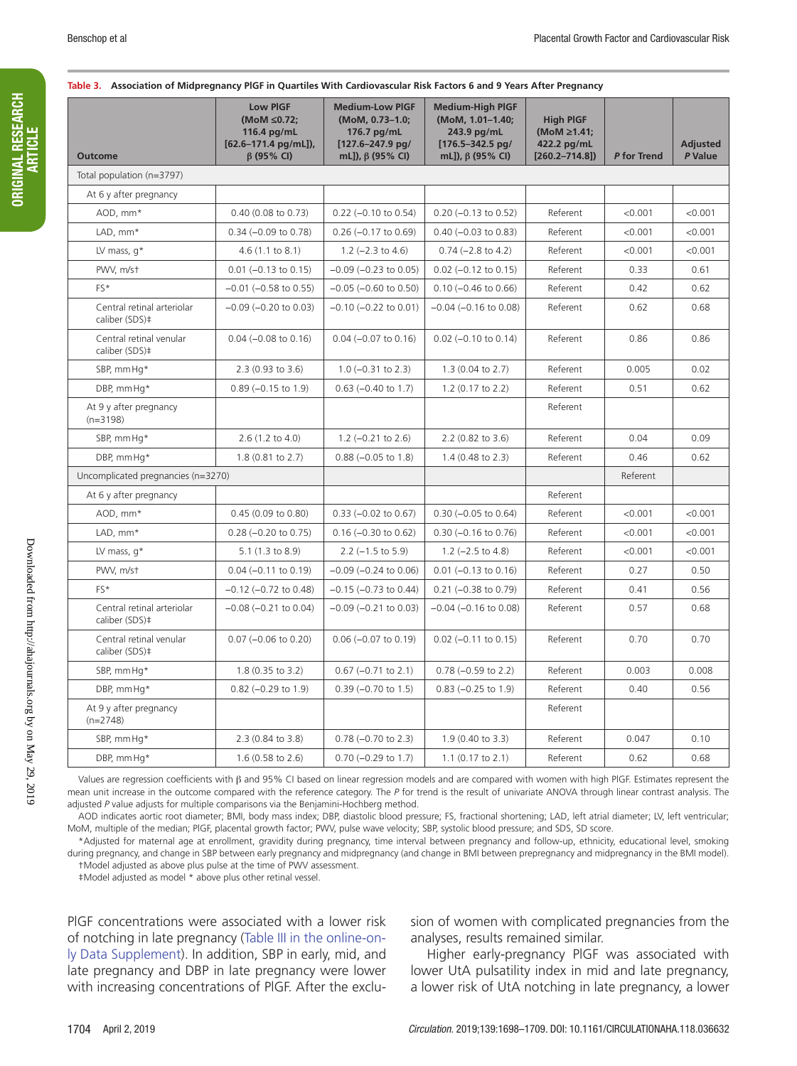**Table 3. Association of Midpregnancy PlGF in Quartiles With Cardiovascular Risk Factors 6 and 9 Years After Pregnancy**

| Outcome | Low PlGF (MoM ≤0.72; 116.4 pg/mL [62.6–171.4 pg/mL]), β (95% CI) | Medium-Low PlGF (MoM, 0.73–1.0; 176.7 pg/mL [127.6–247.9 pg/mL]), β (95% CI) | Medium-High PlGF (MoM, 1.01–1.40; 243.9 pg/mL [176.5–342.5 pg/mL]), β (95% CI) | High PlGF (MoM ≥1.41; 422.2 pg/mL [260.2–714.8]) | P for Trend | Adjusted P Value |
|---|---|---|---|---|---|---|
| Total population (n=3797) | | | | | | |
| At 6 y after pregnancy | | | | | | |
| AOD, mm* | 0.40 (0.08 to 0.73) | 0.22 (−0.10 to 0.54) | 0.20 (−0.13 to 0.52) | Referent | <0.001 | <0.001 |
| LAD, mm* | 0.34 (−0.09 to 0.78) | 0.26 (−0.17 to 0.69) | 0.40 (−0.03 to 0.83) | Referent | <0.001 | <0.001 |
| LV mass, g* | 4.6 (1.1 to 8.1) | 1.2 (−2.3 to 4.6) | 0.74 (−2.8 to 4.2) | Referent | <0.001 | <0.001 |
| PWV, m/s† | 0.01 (−0.13 to 0.15) | −0.09 (−0.23 to 0.05) | 0.02 (−0.12 to 0.15) | Referent | 0.33 | 0.61 |
| FS* | −0.01 (−0.58 to 0.55) | −0.05 (−0.60 to 0.50) | 0.10 (−0.46 to 0.66) | Referent | 0.42 | 0.62 |
| Central retinal arteriolar caliber (SDS)‡ | −0.09 (−0.20 to 0.03) | −0.10 (−0.22 to 0.01) | −0.04 (−0.16 to 0.08) | Referent | 0.62 | 0.68 |
| Central retinal venular caliber (SDS)‡ | 0.04 (−0.08 to 0.16) | 0.04 (−0.07 to 0.16) | 0.02 (−0.10 to 0.14) | Referent | 0.86 | 0.86 |
| SBP, mm Hg* | 2.3 (0.93 to 3.6) | 1.0 (−0.31 to 2.3) | 1.3 (0.04 to 2.7) | Referent | 0.005 | 0.02 |
| DBP, mm Hg* | 0.89 (−0.15 to 1.9) | 0.63 (−0.40 to 1.7) | 1.2 (0.17 to 2.2) | Referent | 0.51 | 0.62 |
| At 9 y after pregnancy (n=3198) | | | | Referent | | |
| SBP, mm Hg* | 2.6 (1.2 to 4.0) | 1.2 (−0.21 to 2.6) | 2.2 (0.82 to 3.6) | Referent | 0.04 | 0.09 |
| DBP, mm Hg* | 1.8 (0.81 to 2.7) | 0.88 (−0.05 to 1.8) | 1.4 (0.48 to 2.3) | Referent | 0.46 | 0.62 |
| Uncomplicated pregnancies (n=3270) | | | | | Referent | |
| At 6 y after pregnancy | | | | Referent | | |
| AOD, mm* | 0.45 (0.09 to 0.80) | 0.33 (−0.02 to 0.67) | 0.30 (−0.05 to 0.64) | Referent | <0.001 | <0.001 |
| LAD, mm* | 0.28 (−0.20 to 0.75) | 0.16 (−0.30 to 0.62) | 0.30 (−0.16 to 0.76) | Referent | <0.001 | <0.001 |
| LV mass, g* | 5.1 (1.3 to 8.9) | 2.2 (−1.5 to 5.9) | 1.2 (−2.5 to 4.8) | Referent | <0.001 | <0.001 |
| PWV, m/s† | 0.04 (−0.11 to 0.19) | −0.09 (−0.24 to 0.06) | 0.01 (−0.13 to 0.16) | Referent | 0.27 | 0.50 |
| FS* | −0.12 (−0.72 to 0.48) | −0.15 (−0.73 to 0.44) | 0.21 (−0.38 to 0.79) | Referent | 0.41 | 0.56 |
| Central retinal arteriolar caliber (SDS)‡ | −0.08 (−0.21 to 0.04) | −0.09 (−0.21 to 0.03) | −0.04 (−0.16 to 0.08) | Referent | 0.57 | 0.68 |
| Central retinal venular caliber (SDS)‡ | 0.07 (−0.06 to 0.20) | 0.06 (−0.07 to 0.19) | 0.02 (−0.11 to 0.15) | Referent | 0.70 | 0.70 |
| SBP, mm Hg* | 1.8 (0.35 to 3.2) | 0.67 (−0.71 to 2.1) | 0.78 (−0.59 to 2.2) | Referent | 0.003 | 0.008 |
| DBP, mm Hg* | 0.82 (−0.29 to 1.9) | 0.39 (−0.70 to 1.5) | 0.83 (−0.25 to 1.9) | Referent | 0.40 | 0.56 |
| At 9 y after pregnancy (n=2748) | | | | Referent | | |
| SBP, mm Hg* | 2.3 (0.84 to 3.8) | 0.78 (−0.70 to 2.3) | 1.9 (0.40 to 3.3) | Referent | 0.047 | 0.10 |
| DBP, mm Hg* | 1.6 (0.58 to 2.6) | 0.70 (−0.29 to 1.7) | 1.1 (0.17 to 2.1) | Referent | 0.62 | 0.68 |

Values are regression coefficients with β and 95% CI based on linear regression models and are compared with women with high PlGF. Estimates represent the mean unit increase in the outcome compared with the reference category. The *P* for trend is the result of univariate ANOVA through linear contrast analysis. The adjusted *P* value adjusts for multiple comparisons via the Benjamini-Hochberg method.

AOD indicates aortic root diameter; BMI, body mass index; DBP, diastolic blood pressure; FS, fractional shortening; LAD, left atrial diameter; LV, left ventricular; MoM, multiple of the median; PlGF, placental growth factor; PWV, pulse wave velocity; SBP, systolic blood pressure; and SDS, SD score.

*Adjusted for maternal age at enrollment, gravidity during pregnancy, time interval between pregnancy and follow-up, ethnicity, educational level, smoking during pregnancy, and change in SBP between early pregnancy and midpregnancy (and change in BMI between prepregnancy and midpregnancy in the BMI model).

†Model adjusted as above plus pulse at the time of PWV assessment.

‡Model adjusted as model * above plus other retinal vessel.

PlGF concentrations were associated with a lower risk of notching in late pregnancy (Table III in the online-only Data Supplement). In addition, SBP in early, mid, and late pregnancy and DBP in late pregnancy were lower with increasing concentrations of PlGF. After the exclusion of women with complicated pregnancies from the analyses, results remained similar.

Higher early-pregnancy PlGF was associated with lower UtA pulsatility index in mid and late pregnancy, a lower risk of UtA notching in late pregnancy, a lower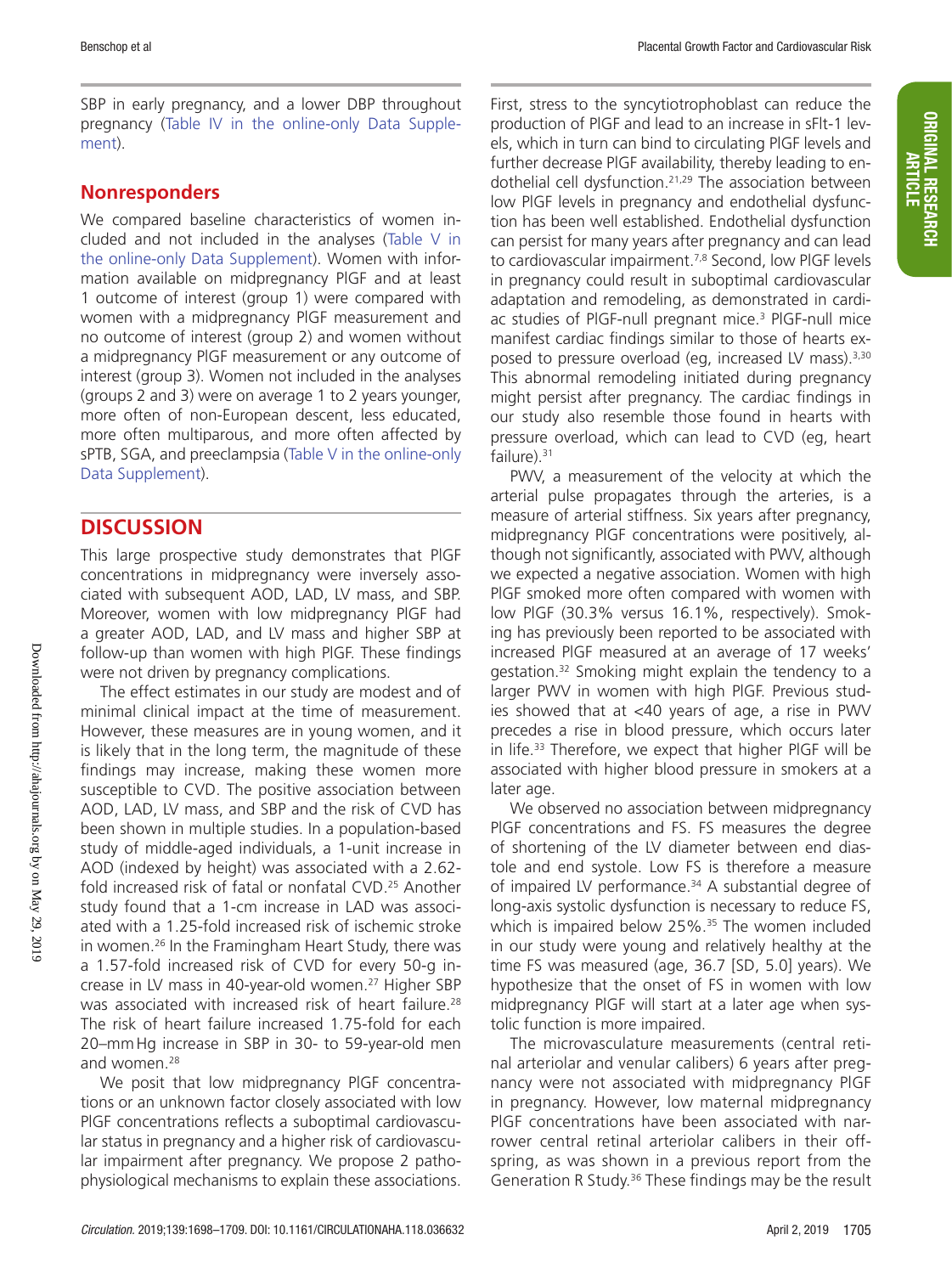SBP in early pregnancy, and a lower DBP throughout pregnancy (Table IV in the online-only Data Supplement).

## Nonresponders

We compared baseline characteristics of women included and not included in the analyses (Table V in the online-only Data Supplement). Women with information available on midpregnancy PlGF and at least 1 outcome of interest (group 1) were compared with women with a midpregnancy PlGF measurement and no outcome of interest (group 2) and women without a midpregnancy PlGF measurement or any outcome of interest (group 3). Women not included in the analyses (groups 2 and 3) were on average 1 to 2 years younger, more often of non-European descent, less educated, more often multiparous, and more often affected by sPTB, SGA, and preeclampsia (Table V in the online-only Data Supplement).

# DISCUSSION

This large prospective study demonstrates that PlGF concentrations in midpregnancy were inversely associated with subsequent AOD, LAD, LV mass, and SBP. Moreover, women with low midpregnancy PlGF had a greater AOD, LAD, and LV mass and higher SBP at follow-up than women with high PlGF. These findings were not driven by pregnancy complications.

The effect estimates in our study are modest and of minimal clinical impact at the time of measurement. However, these measures are in young women, and it is likely that in the long term, the magnitude of these findings may increase, making these women more susceptible to CVD. The positive association between AOD, LAD, LV mass, and SBP and the risk of CVD has been shown in multiple studies. In a population-based study of middle-aged individuals, a 1-unit increase in AOD (indexed by height) was associated with a 2.62-fold increased risk of fatal or nonfatal CVD.[25] Another study found that a 1-cm increase in LAD was associated with a 1.25-fold increased risk of ischemic stroke in women.[26] In the Framingham Heart Study, there was a 1.57-fold increased risk of CVD for every 50-g increase in LV mass in 40-year-old women.[27] Higher SBP was associated with increased risk of heart failure.[28] The risk of heart failure increased 1.75-fold for each 20–mm Hg increase in SBP in 30- to 59-year-old men and women.[28]

We posit that low midpregnancy PlGF concentrations or an unknown factor closely associated with low PlGF concentrations reflects a suboptimal cardiovascular status in pregnancy and a higher risk of cardiovascular impairment after pregnancy. We propose 2 pathophysiological mechanisms to explain these associations. First, stress to the syncytiotrophoblast can reduce the production of PlGF and lead to an increase in sFlt-1 levels, which in turn can bind to circulating PlGF levels and further decrease PlGF availability, thereby leading to endothelial cell dysfunction.[21,29] The association between low PlGF levels in pregnancy and endothelial dysfunction has been well established. Endothelial dysfunction can persist for many years after pregnancy and can lead to cardiovascular impairment.[7,8] Second, low PlGF levels in pregnancy could result in suboptimal cardiovascular adaptation and remodeling, as demonstrated in cardiac studies of PlGF-null pregnant mice.[3] PlGF-null mice manifest cardiac findings similar to those of hearts exposed to pressure overload (eg, increased LV mass).[3,30] This abnormal remodeling initiated during pregnancy might persist after pregnancy. The cardiac findings in our study also resemble those found in hearts with pressure overload, which can lead to CVD (eg, heart failure).[31]

PWV, a measurement of the velocity at which the arterial pulse propagates through the arteries, is a measure of arterial stiffness. Six years after pregnancy, midpregnancy PlGF concentrations were positively, although not significantly, associated with PWV, although we expected a negative association. Women with high PlGF smoked more often compared with women with low PlGF (30.3% versus 16.1%, respectively). Smoking has previously been reported to be associated with increased PlGF measured at an average of 17 weeks' gestation.[32] Smoking might explain the tendency to a larger PWV in women with high PlGF. Previous studies showed that at <40 years of age, a rise in PWV precedes a rise in blood pressure, which occurs later in life.[33] Therefore, we expect that higher PlGF will be associated with higher blood pressure in smokers at a later age.

We observed no association between midpregnancy PlGF concentrations and FS. FS measures the degree of shortening of the LV diameter between end diastole and end systole. Low FS is therefore a measure of impaired LV performance.[34] A substantial degree of long-axis systolic dysfunction is necessary to reduce FS, which is impaired below 25%.[35] The women included in our study were young and relatively healthy at the time FS was measured (age, 36.7 [SD, 5.0] years). We hypothesize that the onset of FS in women with low midpregnancy PlGF will start at a later age when systolic function is more impaired.

The microvasculature measurements (central retinal arteriolar and venular calibers) 6 years after pregnancy were not associated with midpregnancy PlGF in pregnancy. However, low maternal midpregnancy PlGF concentrations have been associated with narrower central retinal arteriolar calibers in their offspring, as was shown in a previous report from the Generation R Study.[36] These findings may be the result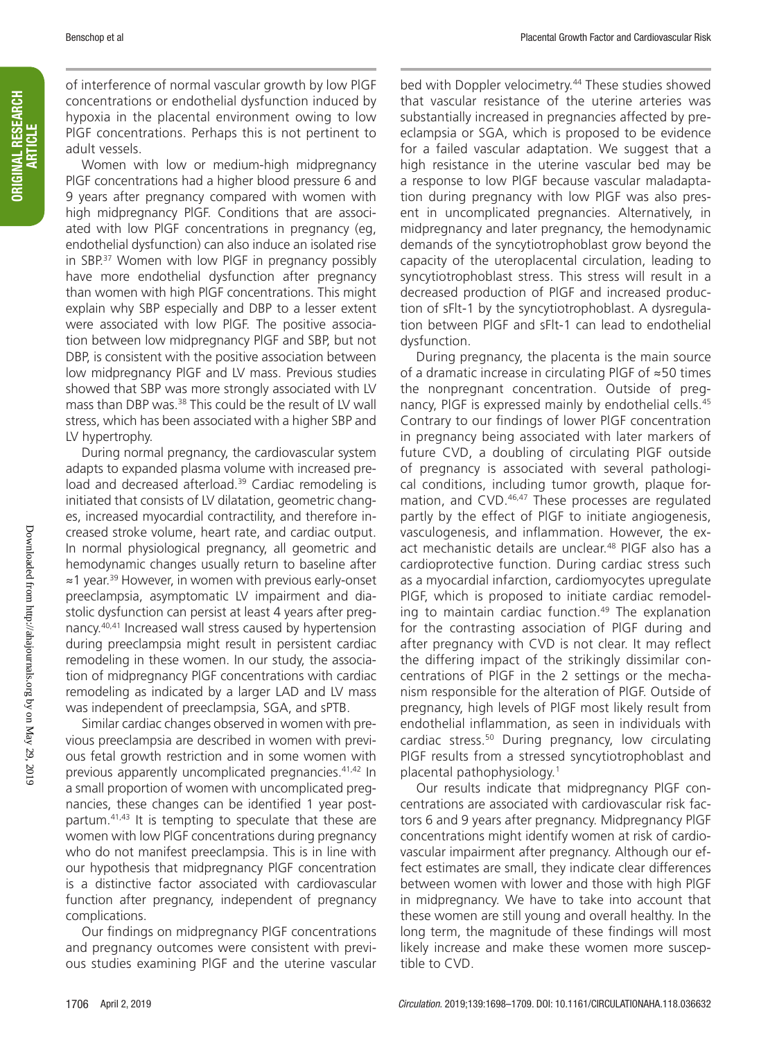of interference of normal vascular growth by low PlGF concentrations or endothelial dysfunction induced by hypoxia in the placental environment owing to low PlGF concentrations. Perhaps this is not pertinent to adult vessels.

Women with low or medium-high midpregnancy PlGF concentrations had a higher blood pressure 6 and 9 years after pregnancy compared with women with high midpregnancy PlGF. Conditions that are associated with low PlGF concentrations in pregnancy (eg, endothelial dysfunction) can also induce an isolated rise in SBP.[37] Women with low PlGF in pregnancy possibly have more endothelial dysfunction after pregnancy than women with high PlGF concentrations. This might explain why SBP especially and DBP to a lesser extent were associated with low PlGF. The positive association between low midpregnancy PlGF and SBP, but not DBP, is consistent with the positive association between low midpregnancy PlGF and LV mass. Previous studies showed that SBP was more strongly associated with LV mass than DBP was.[38] This could be the result of LV wall stress, which has been associated with a higher SBP and LV hypertrophy.

During normal pregnancy, the cardiovascular system adapts to expanded plasma volume with increased preload and decreased afterload.[39] Cardiac remodeling is initiated that consists of LV dilatation, geometric changes, increased myocardial contractility, and therefore increased stroke volume, heart rate, and cardiac output. In normal physiological pregnancy, all geometric and hemodynamic changes usually return to baseline after ≈1 year.[39] However, in women with previous early-onset preeclampsia, asymptomatic LV impairment and diastolic dysfunction can persist at least 4 years after pregnancy.[40,41] Increased wall stress caused by hypertension during preeclampsia might result in persistent cardiac remodeling in these women. In our study, the association of midpregnancy PlGF concentrations with cardiac remodeling as indicated by a larger LAD and LV mass was independent of preeclampsia, SGA, and sPTB.

Similar cardiac changes observed in women with previous preeclampsia are described in women with previous fetal growth restriction and in some women with previous apparently uncomplicated pregnancies.[41,42] In a small proportion of women with uncomplicated pregnancies, these changes can be identified 1 year postpartum.[41,43] It is tempting to speculate that these are women with low PlGF concentrations during pregnancy who do not manifest preeclampsia. This is in line with our hypothesis that midpregnancy PlGF concentration is a distinctive factor associated with cardiovascular function after pregnancy, independent of pregnancy complications.

Our findings on midpregnancy PlGF concentrations and pregnancy outcomes were consistent with previous studies examining PlGF and the uterine vascular bed with Doppler velocimetry.[44] These studies showed that vascular resistance of the uterine arteries was substantially increased in pregnancies affected by preeclampsia or SGA, which is proposed to be evidence for a failed vascular adaptation. We suggest that a high resistance in the uterine vascular bed may be a response to low PlGF because vascular maladaptation during pregnancy with low PlGF was also present in uncomplicated pregnancies. Alternatively, in midpregnancy and later pregnancy, the hemodynamic demands of the syncytiotrophoblast grow beyond the capacity of the uteroplacental circulation, leading to syncytiotrophoblast stress. This stress will result in a decreased production of PlGF and increased production of sFlt-1 by the syncytiotrophoblast. A dysregulation between PlGF and sFlt-1 can lead to endothelial dysfunction.

During pregnancy, the placenta is the main source of a dramatic increase in circulating PlGF of ≈50 times the nonpregnant concentration. Outside of pregnancy, PlGF is expressed mainly by endothelial cells.[45] Contrary to our findings of lower PlGF concentration in pregnancy being associated with later markers of future CVD, a doubling of circulating PlGF outside of pregnancy is associated with several pathological conditions, including tumor growth, plaque formation, and CVD.[46,47] These processes are regulated partly by the effect of PlGF to initiate angiogenesis, vasculogenesis, and inflammation. However, the exact mechanistic details are unclear.[48] PlGF also has a cardioprotective function. During cardiac stress such as a myocardial infarction, cardiomyocytes upregulate PlGF, which is proposed to initiate cardiac remodeling to maintain cardiac function.[49] The explanation for the contrasting association of PlGF during and after pregnancy with CVD is not clear. It may reflect the differing impact of the strikingly dissimilar concentrations of PlGF in the 2 settings or the mechanism responsible for the alteration of PlGF. Outside of pregnancy, high levels of PlGF most likely result from endothelial inflammation, as seen in individuals with cardiac stress.[50] During pregnancy, low circulating PlGF results from a stressed syncytiotrophoblast and placental pathophysiology.[1]

Our results indicate that midpregnancy PlGF concentrations are associated with cardiovascular risk factors 6 and 9 years after pregnancy. Midpregnancy PlGF concentrations might identify women at risk of cardiovascular impairment after pregnancy. Although our effect estimates are small, they indicate clear differences between women with lower and those with high PlGF in midpregnancy. We have to take into account that these women are still young and overall healthy. In the long term, the magnitude of these findings will most likely increase and make these women more susceptible to CVD.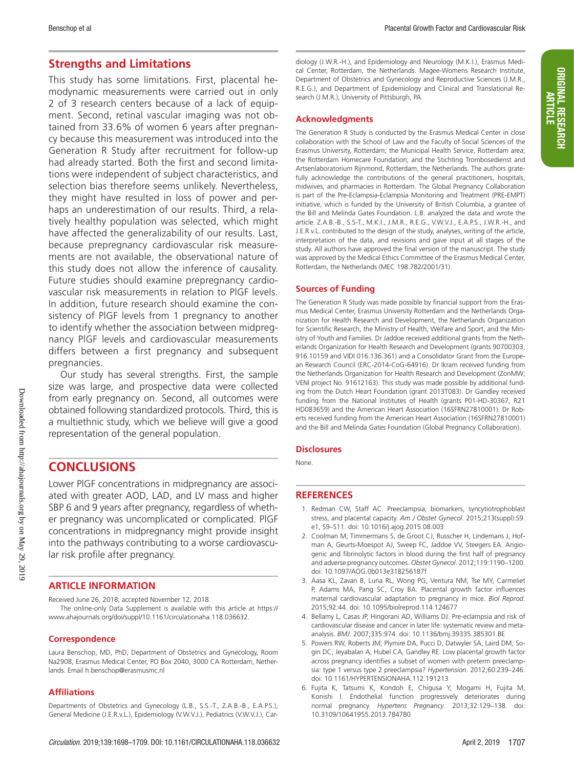## Strengths and Limitations

This study has some limitations. First, placental hemodynamic measurements were carried out in only 2 of 3 research centers because of a lack of equipment. Second, retinal vascular imaging was not obtained from 33.6% of women 6 years after pregnancy because this measurement was introduced into the Generation R Study after recruitment for follow-up had already started. Both the first and second limitations were independent of subject characteristics, and selection bias therefore seems unlikely. Nevertheless, they might have resulted in loss of power and perhaps an underestimation of our results. Third, a relatively healthy population was selected, which might have affected the generalizability of our results. Last, because prepregnancy cardiovascular risk measurements are not available, the observational nature of this study does not allow the inference of causality. Future studies should examine prepregnancy cardiovascular risk measurements in relation to PlGF levels. In addition, future research should examine the consistency of PlGF levels from 1 pregnancy to another to identify whether the association between midpregnancy PlGF levels and cardiovascular measurements differs between a first pregnancy and subsequent pregnancies.

Our study has several strengths. First, the sample size was large, and prospective data were collected from early pregnancy on. Second, all outcomes were obtained following standardized protocols. Third, this is a multiethnic study, which we believe will give a good representation of the general population.

## CONCLUSIONS

Lower PlGF concentrations in midpregnancy are associated with greater AOD, LAD, and LV mass and higher SBP 6 and 9 years after pregnancy, regardless of whether pregnancy was uncomplicated or complicated. PlGF concentrations in midpregnancy might provide insight into the pathways contributing to a worse cardiovascular risk profile after pregnancy.

## ARTICLE INFORMATION

Received June 26, 2018; accepted November 12, 2018.

The online-only Data Supplement is available with this article at https://www.ahajournals.org/doi/suppl/10.1161/circulationaha.118.036632.

### Correspondence

Laura Benschop, MD, PhD, Department of Obstetrics and Gynecology, Room Na2908, Erasmus Medical Center, PO Box 2040, 3000 CA Rotterdam, Netherlands. Email h.benschop@erasmusmc.nl

### Affiliations

Departments of Obstetrics and Gynecology (L.B., S.S.-T., Z.A.B.-B., E.A.P.S.), General Medicine (J.E.R.v.L.), Epidemiology (V.W.V.J.), Pediatrics (V.W.V.J.), Cardiology (J.W.R.-H.), and Epidemiology and Neurology (M.K.I.), Erasmus Medical Center, Rotterdam, the Netherlands. Magee-Womens Research Institute, Department of Obstetrics and Gynecology and Reproductive Sciences (J.M.R., R.E.G.), and Department of Epidemiology and Clinical and Translational Research (J.M.R.), University of Pittsburgh, PA.

### Acknowledgments

The Generation R Study is conducted by the Erasmus Medical Center in close collaboration with the School of Law and the Faculty of Social Sciences of the Erasmus University, Rotterdam; the Municipal Health Service, Rotterdam area; the Rotterdam Homecare Foundation; and the Stichting Trombosedienst and Artsenlaboratorium Rijnmond, Rotterdam, the Netherlands. The authors gratefully acknowledge the contributions of the general practitioners, hospitals, midwives, and pharmacies in Rotterdam. The Global Pregnancy Collaboration is part of the Pre-Eclampsia-Eclampsia Monitoring and Treatment (PRE-EMPT) initiative, which is funded by the University of British Columbia, a grantee of the Bill and Melinda Gates Foundation. L.B. analyzed the data and wrote the article. Z.A.B.-B., S.S-T., M.K.I., J.M.R., R.E.G., V.W.V.J., E.A.P.S., J.W.R.-H., and J.E.R.v.L. contributed to the design of the study, analyses, writing of the article, interpretation of the data, and revisions and gave input at all stages of the study. All authors have approved the final version of the manuscript. The study was approved by the Medical Ethics Committee of the Erasmus Medical Center, Rotterdam, the Netherlands (MEC 198.782/2001/31).

### Sources of Funding

The Generation R Study was made possible by financial support from the Erasmus Medical Center, Erasmus University Rotterdam and the Netherlands Organization for Health Research and Development, the Netherlands Organization for Scientific Research, the Ministry of Health, Welfare and Sport, and the Ministry of Youth and Families. Dr Jaddoe received additional grants from the Netherlands Organization for Health Research and Development (grants 90700303, 916.10159 and VIDI 016.136.361) and a Consolidator Grant from the European Research Council (ERC-2014-CoG-64916). Dr Ikram received funding from the Netherlands Organization for Health Research and Development (ZonMW; VENI project No. 91612163). This study was made possible by additional funding from the Dutch Heart Foundation (grant 2013T083). Dr Gandley received funding from the National Institutes of Health (grants P01-HD-30367, R21 HD083659) and the American Heart Association (16SFRN27810001). Dr Roberts received funding from the American Heart Association (16SFRN27810001) and the Bill and Melinda Gates Foundation (Global Pregnancy Collaboration).

### Disclosures

None.

## REFERENCES

1. Redman CW, Staff AC. Preeclampsia, biomarkers, syncytiotrophoblast stress, and placental capacity. *Am J Obstet Gynecol*. 2015;213(suppl):S9.e1, S9–S11. doi: 10.1016/j.ajog.2015.08.003
2. Coolman M, Timmermans S, de Groot CJ, Russcher H, Lindemans J, Hofman A, Geurts-Moespot AJ, Sweep FC, Jaddoe VV, Steegers EA. Angiogenic and fibrinolytic factors in blood during the first half of pregnancy and adverse pregnancy outcomes. *Obstet Gynecol*. 2012;119:1190–1200. doi: 10.1097/AOG.0b013e318256187f
3. Aasa KL, Zavan B, Luna RL, Wong PG, Ventura NM, Tse MY, Carmeliet P, Adams MA, Pang SC, Croy BA. Placental growth factor influences maternal cardiovascular adaptation to pregnancy in mice. *Biol Reprod*. 2015;92:44. doi: 10.1095/biolreprod.114.124677
4. Bellamy L, Casas JP, Hingorani AD, Williams DJ. Pre-eclampsia and risk of cardiovascular disease and cancer in later life: systematic review and meta-analysis. *BMJ*. 2007;335:974. doi: 10.1136/bmj.39335.385301.BE
5. Powers RW, Roberts JM, Plymire DA, Pucci D, Datwyler SA, Laird DM, Sogin DC, Jeyabalan A, Hubel CA, Gandley RE. Low placental growth factor across pregnancy identifies a subset of women with preterm preeclampsia: type 1 versus type 2 preeclampsia? *Hypertension*. 2012;60:239–246. doi: 10.1161/HYPERTENSIONAHA.112.191213
6. Fujita K, Tatsumi K, Kondoh E, Chigusa Y, Mogami H, Fujita M, Konishi I. Endothelial function progressively deteriorates during normal pregnancy. *Hypertens Pregnancy*. 2013;32:129–138. doi: 10.3109/10641955.2013.784780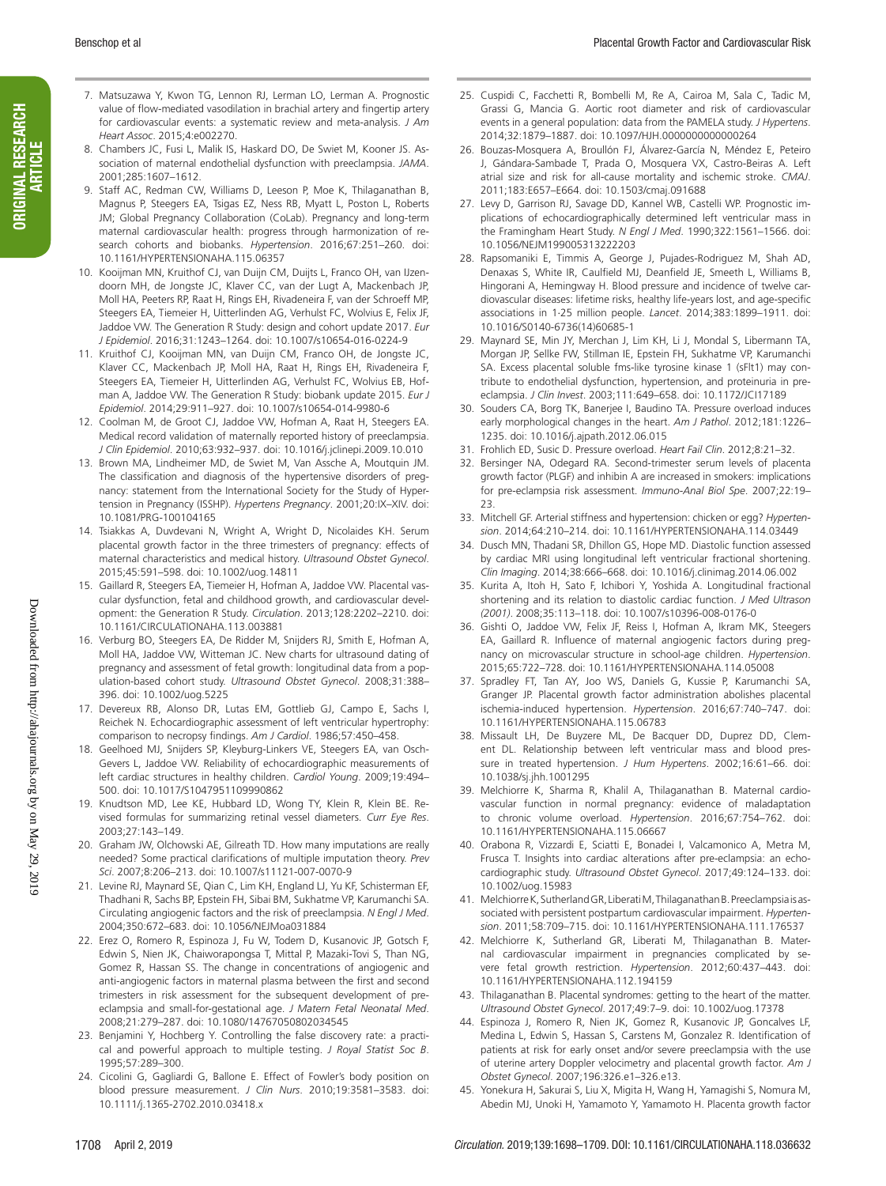7. Matsuzawa Y, Kwon TG, Lennon RJ, Lerman LO, Lerman A. Prognostic value of flow-mediated vasodilation in brachial artery and fingertip artery for cardiovascular events: a systematic review and meta-analysis. *J Am Heart Assoc*. 2015;4:e002270.
8. Chambers JC, Fusi L, Malik IS, Haskard DO, De Swiet M, Kooner JS. Association of maternal endothelial dysfunction with preeclampsia. *JAMA*. 2001;285:1607–1612.
9. Staff AC, Redman CW, Williams D, Leeson P, Moe K, Thilaganathan B, Magnus P, Steegers EA, Tsigas EZ, Ness RB, Myatt L, Poston L, Roberts JM; Global Pregnancy Collaboration (CoLab). Pregnancy and long-term maternal cardiovascular health: progress through harmonization of research cohorts and biobanks. *Hypertension*. 2016;67:251–260. doi: 10.1161/HYPERTENSIONAHA.115.06357
10. Kooijman MN, Kruithof CJ, van Duijn CM, Duijts L, Franco OH, van IJzendoorn MH, de Jongste JC, Klaver CC, van der Lugt A, Mackenbach JP, Moll HA, Peeters RP, Raat H, Rings EH, Rivadeneira F, van der Schroeff MP, Steegers EA, Tiemeier H, Uitterlinden AG, Verhulst FC, Wolvius E, Felix JF, Jaddoe VW. The Generation R Study: design and cohort update 2017. *Eur J Epidemiol*. 2016;31:1243–1264. doi: 10.1007/s10654-016-0224-9
11. Kruithof CJ, Kooijman MN, van Duijn CM, Franco OH, de Jongste JC, Klaver CC, Mackenbach JP, Moll HA, Raat H, Rings EH, Rivadeneira F, Steegers EA, Tiemeier H, Uitterlinden AG, Verhulst FC, Wolvius EB, Hofman A, Jaddoe VW. The Generation R Study: biobank update 2015. *Eur J Epidemiol*. 2014;29:911–927. doi: 10.1007/s10654-014-9980-6
12. Coolman M, de Groot CJ, Jaddoe VW, Hofman A, Raat H, Steegers EA. Medical record validation of maternally reported history of preeclampsia. *J Clin Epidemiol*. 2010;63:932–937. doi: 10.1016/j.jclinepi.2009.10.010
13. Brown MA, Lindheimer MD, de Swiet M, Van Assche A, Moutquin JM. The classification and diagnosis of the hypertensive disorders of pregnancy: statement from the International Society for the Study of Hypertension in Pregnancy (ISSHP). *Hypertens Pregnancy*. 2001;20:IX–XIV. doi: 10.1081/PRG-100104165
14. Tsiakkas A, Duvdevani N, Wright A, Wright D, Nicolaides KH. Serum placental growth factor in the three trimesters of pregnancy: effects of maternal characteristics and medical history. *Ultrasound Obstet Gynecol*. 2015;45:591–598. doi: 10.1002/uog.14811
15. Gaillard R, Steegers EA, Tiemeier H, Hofman A, Jaddoe VW. Placental vascular dysfunction, fetal and childhood growth, and cardiovascular development: the Generation R Study. *Circulation*. 2013;128:2202–2210. doi: 10.1161/CIRCULATIONAHA.113.003881
16. Verburg BO, Steegers EA, De Ridder M, Snijders RJ, Smith E, Hofman A, Moll HA, Jaddoe VW, Witteman JC. New charts for ultrasound dating of pregnancy and assessment of fetal growth: longitudinal data from a population-based cohort study. *Ultrasound Obstet Gynecol*. 2008;31:388–396. doi: 10.1002/uog.5225
17. Devereux RB, Alonso DR, Lutas EM, Gottlieb GJ, Campo E, Sachs I, Reichek N. Echocardiographic assessment of left ventricular hypertrophy: comparison to necropsy findings. *Am J Cardiol*. 1986;57:450–458.
18. Geelhoed MJ, Snijders SP, Kleyburg-Linkers VE, Steegers EA, van Osch-Gevers L, Jaddoe VW. Reliability of echocardiographic measurements of left cardiac structures in healthy children. *Cardiol Young*. 2009;19:494–500. doi: 10.1017/S1047951109990862
19. Knudtson MD, Lee KE, Hubbard LD, Wong TY, Klein R, Klein BE. Revised formulas for summarizing retinal vessel diameters. *Curr Eye Res*. 2003;27:143–149.
20. Graham JW, Olchowski AE, Gilreath TD. How many imputations are really needed? Some practical clarifications of multiple imputation theory. *Prev Sci*. 2007;8:206–213. doi: 10.1007/s11121-007-0070-9
21. Levine RJ, Maynard SE, Qian C, Lim KH, England LJ, Yu KF, Schisterman EF, Thadhani R, Sachs BP, Epstein FH, Sibai BM, Sukhatme VP, Karumanchi SA. Circulating angiogenic factors and the risk of preeclampsia. *N Engl J Med*. 2004;350:672–683. doi: 10.1056/NEJMoa031884
22. Erez O, Romero R, Espinoza J, Fu W, Todem D, Kusanovic JP, Gotsch F, Edwin S, Nien JK, Chaiworapongsa T, Mittal P, Mazaki-Tovi S, Than NG, Gomez R, Hassan SS. The change in concentrations of angiogenic and anti-angiogenic factors in maternal plasma between the first and second trimesters in risk assessment for the subsequent development of preeclampsia and small-for-gestational age. *J Matern Fetal Neonatal Med*. 2008;21:279–287. doi: 10.1080/14767050802034545
23. Benjamini Y, Hochberg Y. Controlling the false discovery rate: a practical and powerful approach to multiple testing. *J Royal Statist Soc B*. 1995;57:289–300.
24. Cicolini G, Gagliardi G, Ballone E. Effect of Fowler's body position on blood pressure measurement. *J Clin Nurs*. 2010;19:3581–3583. doi: 10.1111/j.1365-2702.2010.03418.x
25. Cuspidi C, Facchetti R, Bombelli M, Re A, Cairoa M, Sala C, Tadic M, Grassi G, Mancia G. Aortic root diameter and risk of cardiovascular events in a general population: data from the PAMELA study. *J Hypertens*. 2014;32:1879–1887. doi: 10.1097/HJH.0000000000000264
26. Bouzas-Mosquera A, Broullón FJ, Álvarez-García N, Méndez E, Peteiro J, Gándara-Sambade T, Prada O, Mosquera VX, Castro-Beiras A. Left atrial size and risk for all-cause mortality and ischemic stroke. *CMAJ*. 2011;183:E657–E664. doi: 10.1503/cmaj.091688
27. Levy D, Garrison RJ, Savage DD, Kannel WB, Castelli WP. Prognostic implications of echocardiographically determined left ventricular mass in the Framingham Heart Study. *N Engl J Med*. 1990;322:1561–1566. doi: 10.1056/NEJM199005313222203
28. Rapsomaniki E, Timmis A, George J, Pujades-Rodriguez M, Shah AD, Denaxas S, White IR, Caulfield MJ, Deanfield JE, Smeeth L, Williams B, Hingorani A, Hemingway H. Blood pressure and incidence of twelve cardiovascular diseases: lifetime risks, healthy life-years lost, and age-specific associations in 1·25 million people. *Lancet*. 2014;383:1899–1911. doi: 10.1016/S0140-6736(14)60685-1
29. Maynard SE, Min JY, Merchan J, Lim KH, Li J, Mondal S, Libermann TA, Morgan JP, Sellke FW, Stillman IE, Epstein FH, Sukhatme VP, Karumanchi SA. Excess placental soluble fms-like tyrosine kinase 1 (sFlt1) may contribute to endothelial dysfunction, hypertension, and proteinuria in preeclampsia. *J Clin Invest*. 2003;111:649–658. doi: 10.1172/JCI17189
30. Souders CA, Borg TK, Banerjee I, Baudino TA. Pressure overload induces early morphological changes in the heart. *Am J Pathol*. 2012;181:1226–1235. doi: 10.1016/j.ajpath.2012.06.015
31. Frohlich ED, Susic D. Pressure overload. *Heart Fail Clin*. 2012;8:21–32.
32. Bersinger NA, Odegard RA. Second-trimester serum levels of placenta growth factor (PLGF) and inhibin A are increased in smokers: implications for pre-eclampsia risk assessment. *Immuno-Anal Biol Spe*. 2007;22:19–23.
33. Mitchell GF. Arterial stiffness and hypertension: chicken or egg? *Hypertension*. 2014;64:210–214. doi: 10.1161/HYPERTENSIONAHA.114.03449
34. Dusch MN, Thadani SR, Dhillon GS, Hope MD. Diastolic function assessed by cardiac MRI using longitudinal left ventricular fractional shortening. *Clin Imaging*. 2014;38:666–668. doi: 10.1016/j.clinimag.2014.06.002
35. Kurita A, Itoh H, Sato F, Ichibori Y, Yoshida A. Longitudinal fractional shortening and its relation to diastolic cardiac function. *J Med Ultrason (2001)*. 2008;35:113–118. doi: 10.1007/s10396-008-0176-0
36. Gishti O, Jaddoe VW, Felix JF, Reiss I, Hofman A, Ikram MK, Steegers EA, Gaillard R. Influence of maternal angiogenic factors during pregnancy on microvascular structure in school-age children. *Hypertension*. 2015;65:722–728. doi: 10.1161/HYPERTENSIONAHA.114.05008
37. Spradley FT, Tan AY, Joo WS, Daniels G, Kussie P, Karumanchi SA, Granger JP. Placental growth factor administration abolishes placental ischemia-induced hypertension. *Hypertension*. 2016;67:740–747. doi: 10.1161/HYPERTENSIONAHA.115.06783
38. Missault LH, De Buyzere ML, De Bacquer DD, Duprez DD, Clement DL. Relationship between left ventricular mass and blood pressure in treated hypertension. *J Hum Hypertens*. 2002;16:61–66. doi: 10.1038/sj.jhh.1001295
39. Melchiorre K, Sharma R, Khalil A, Thilaganathan B. Maternal cardiovascular function in normal pregnancy: evidence of maladaptation to chronic volume overload. *Hypertension*. 2016;67:754–762. doi: 10.1161/HYPERTENSIONAHA.115.06667
40. Orabona R, Vizzardi E, Sciatti E, Bonadei I, Valcamonico A, Metra M, Frusca T. Insights into cardiac alterations after pre-eclampsia: an echocardiographic study. *Ultrasound Obstet Gynecol*. 2017;49:124–133. doi: 10.1002/uog.15983
41. Melchiorre K, Sutherland GR, Liberati M, Thilaganathan B. Preeclampsia is associated with persistent postpartum cardiovascular impairment. *Hypertension*. 2011;58:709–715. doi: 10.1161/HYPERTENSIONAHA.111.176537
42. Melchiorre K, Sutherland GR, Liberati M, Thilaganathan B. Maternal cardiovascular impairment in pregnancies complicated by severe fetal growth restriction. *Hypertension*. 2012;60:437–443. doi: 10.1161/HYPERTENSIONAHA.112.194159
43. Thilaganathan B. Placental syndromes: getting to the heart of the matter. *Ultrasound Obstet Gynecol*. 2017;49:7–9. doi: 10.1002/uog.17378
44. Espinoza J, Romero R, Nien JK, Gomez R, Kusanovic JP, Goncalves LF, Medina L, Edwin S, Hassan S, Carstens M, Gonzalez R. Identification of patients at risk for early onset and/or severe preeclampsia with the use of uterine artery Doppler velocimetry and placental growth factor. *Am J Obstet Gynecol*. 2007;196:326.e1–326.e13.
45. Yonekura H, Sakurai S, Liu X, Migita H, Wang H, Yamagishi S, Nomura M, Abedin MJ, Unoki H, Yamamoto Y, Yamamoto H. Placenta growth factor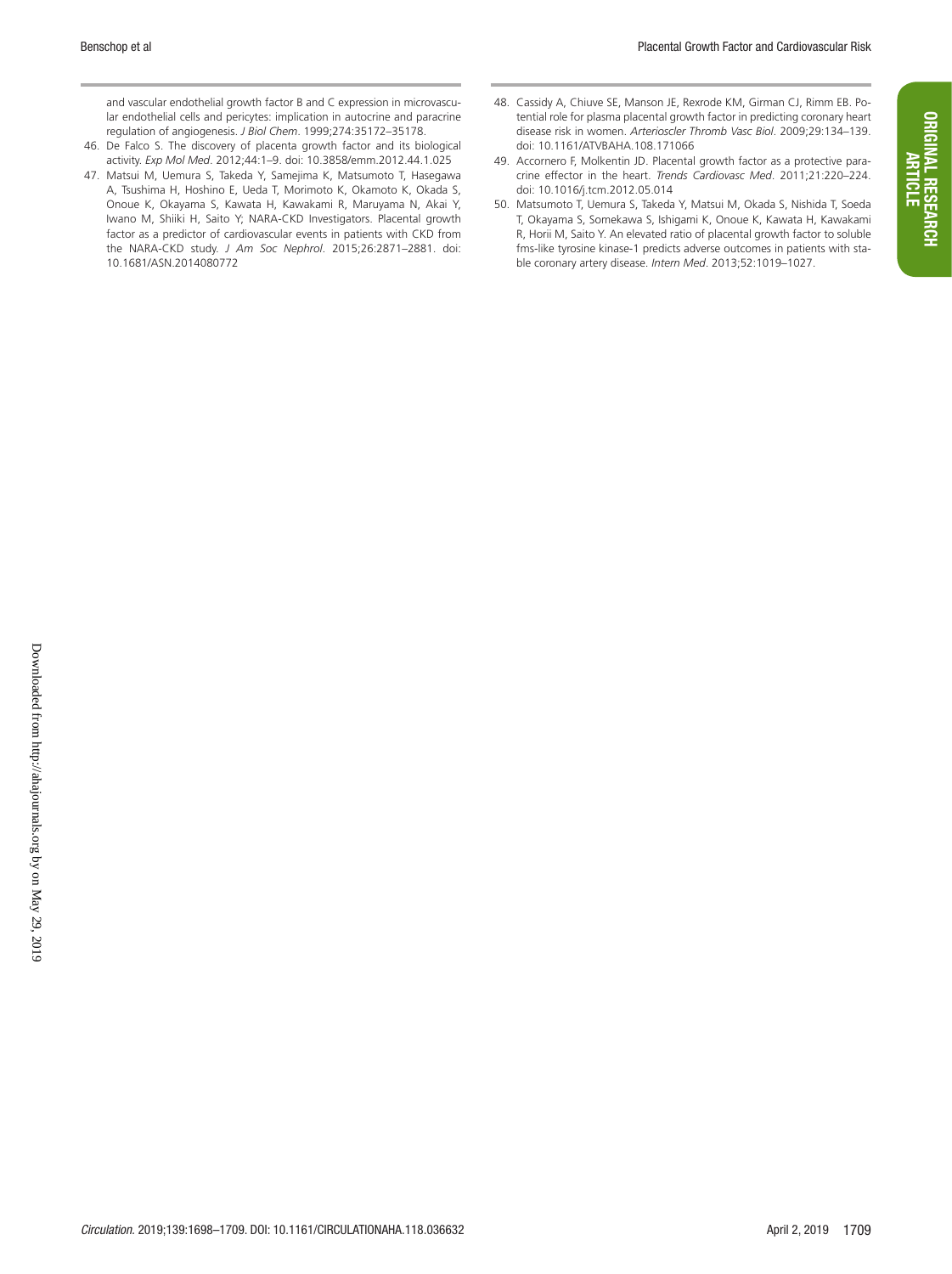and vascular endothelial growth factor B and C expression in microvascular endothelial cells and pericytes: implication in autocrine and paracrine regulation of angiogenesis. *J Biol Chem*. 1999;274:35172–35178.

46. De Falco S. The discovery of placenta growth factor and its biological activity. *Exp Mol Med*. 2012;44:1–9. doi: 10.3858/emm.2012.44.1.025
47. Matsui M, Uemura S, Takeda Y, Samejima K, Matsumoto T, Hasegawa A, Tsushima H, Hoshino E, Ueda T, Morimoto K, Okamoto K, Okada S, Onoue K, Okayama S, Kawata H, Kawakami R, Maruyama N, Akai Y, Iwano M, Shiiki H, Saito Y; NARA-CKD Investigators. Placental growth factor as a predictor of cardiovascular events in patients with CKD from the NARA-CKD study. *J Am Soc Nephrol*. 2015;26:2871–2881. doi: 10.1681/ASN.2014080772
48. Cassidy A, Chiuve SE, Manson JE, Rexrode KM, Girman CJ, Rimm EB. Potential role for plasma placental growth factor in predicting coronary heart disease risk in women. *Arterioscler Thromb Vasc Biol*. 2009;29:134–139. doi: 10.1161/ATVBAHA.108.171066
49. Accornero F, Molkentin JD. Placental growth factor as a protective paracrine effector in the heart. *Trends Cardiovasc Med*. 2011;21:220–224. doi: 10.1016/j.tcm.2012.05.014
50. Matsumoto T, Uemura S, Takeda Y, Matsui M, Okada S, Nishida T, Soeda T, Okayama S, Somekawa S, Ishigami K, Onoue K, Kawata H, Kawakami R, Horii M, Saito Y. An elevated ratio of placental growth factor to soluble fms-like tyrosine kinase-1 predicts adverse outcomes in patients with stable coronary artery disease. *Intern Med*. 2013;52:1019–1027.